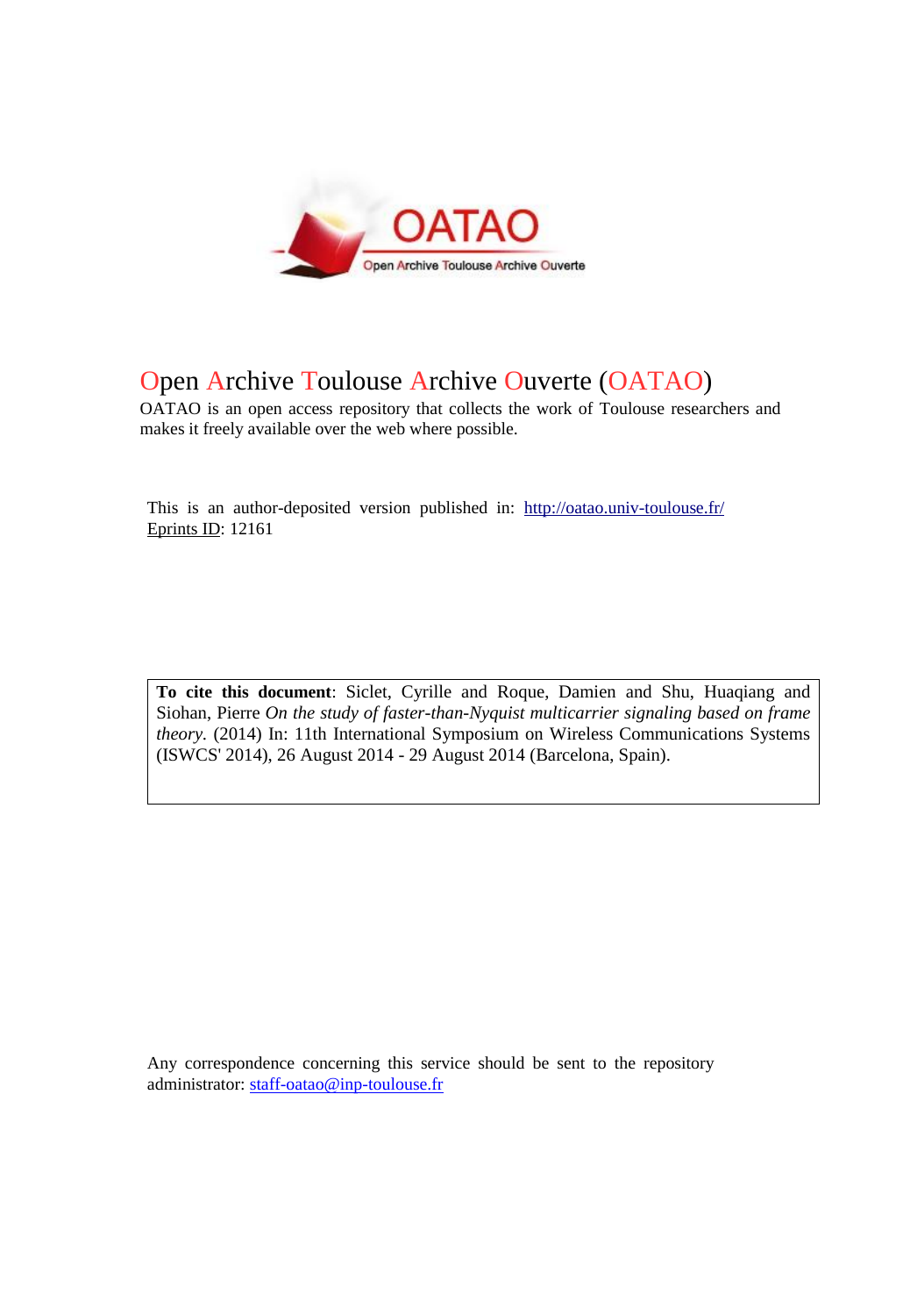# Open Archive Toulouse Archive Ouverte (OATAO)

OATAO is an open access repository that collects the work of Toulouse researchers and makes it freely available over the web where possible.

This is an author-deposited version published in: http://oatao.univ-toulouse.fr/
Eprints ID: 12161

**To cite this document**: Siclet, Cyrille and Roque, Damien and Shu, Huaqiang and Siohan, Pierre *On the study of faster-than-Nyquist multicarrier signaling based on frame theory*. (2014) In: 11th International Symposium on Wireless Communications Systems (ISWCS' 2014), 26 August 2014 - 29 August 2014 (Barcelona, Spain).

Any correspondence concerning this service should be sent to the repository administrator: staff-oatao@inp-toulouse.fr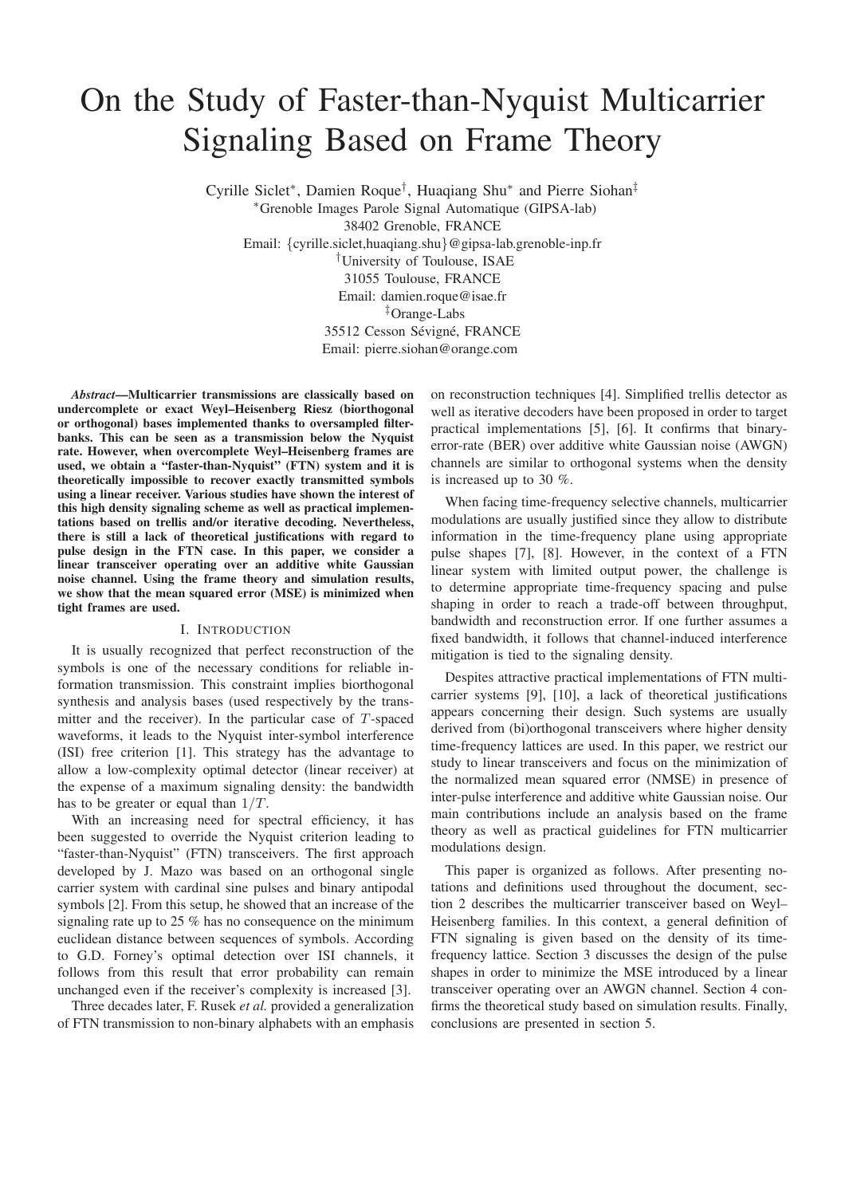# On the Study of Faster-than-Nyquist Multicarrier Signaling Based on Frame Theory

Cyrille Siclet*, Damien Roque†, Huaqiang Shu* and Pierre Siohan‡

*Grenoble Images Parole Signal Automatique (GIPSA-lab)
38402 Grenoble, FRANCE
Email: {cyrille.siclet,huaqiang.shu}@gipsa-lab.grenoble-inp.fr

†University of Toulouse, ISAE
31055 Toulouse, FRANCE
Email: damien.roque@isae.fr

‡Orange-Labs
35512 Cesson Sévigné, FRANCE
Email: pierre.siohan@orange.com

***Abstract*—Multicarrier transmissions are classically based on undercomplete or exact Weyl–Heisenberg Riesz (biorthogonal or orthogonal) bases implemented thanks to oversampled filter-banks. This can be seen as a transmission below the Nyquist rate. However, when overcomplete Weyl–Heisenberg frames are used, we obtain a "faster-than-Nyquist" (FTN) system and it is theoretically impossible to recover exactly transmitted symbols using a linear receiver. Various studies have shown the interest of this high density signaling scheme as well as practical implementations based on trellis and/or iterative decoding. Nevertheless, there is still a lack of theoretical justifications with regard to pulse design in the FTN case. In this paper, we consider a linear transceiver operating over an additive white Gaussian noise channel. Using the frame theory and simulation results, we show that the mean squared error (MSE) is minimized when tight frames are used.**

## I. Introduction

It is usually recognized that perfect reconstruction of the symbols is one of the necessary conditions for reliable information transmission. This constraint implies biorthogonal synthesis and analysis bases (used respectively by the transmitter and the receiver). In the particular case of $T$-spaced waveforms, it leads to the Nyquist inter-symbol interference (ISI) free criterion [1]. This strategy has the advantage to allow a low-complexity optimal detector (linear receiver) at the expense of a maximum signaling density: the bandwidth has to be greater or equal than $1/T$.

With an increasing need for spectral efficiency, it has been suggested to override the Nyquist criterion leading to "faster-than-Nyquist" (FTN) transceivers. The first approach developed by J. Mazo was based on an orthogonal single carrier system with cardinal sine pulses and binary antipodal symbols [2]. From this setup, he showed that an increase of the signaling rate up to 25 % has no consequence on the minimum euclidean distance between sequences of symbols. According to G.D. Forney's optimal detection over ISI channels, it follows from this result that error probability can remain unchanged even if the receiver's complexity is increased [3].

Three decades later, F. Rusek *et al.* provided a generalization of FTN transmission to non-binary alphabets with an emphasis on reconstruction techniques [4]. Simplified trellis detector as well as iterative decoders have been proposed in order to target practical implementations [5], [6]. It confirms that binary-error-rate (BER) over additive white Gaussian noise (AWGN) channels are similar to orthogonal systems when the density is increased up to 30 %.

When facing time-frequency selective channels, multicarrier modulations are usually justified since they allow to distribute information in the time-frequency plane using appropriate pulse shapes [7], [8]. However, in the context of a FTN linear system with limited output power, the challenge is to determine appropriate time-frequency spacing and pulse shaping in order to reach a trade-off between throughput, bandwidth and reconstruction error. If one further assumes a fixed bandwidth, it follows that channel-induced interference mitigation is tied to the signaling density.

Despites attractive practical implementations of FTN multicarrier systems [9], [10], a lack of theoretical justifications appears concerning their design. Such systems are usually derived from (bi)orthogonal transceivers where higher density time-frequency lattices are used. In this paper, we restrict our study to linear transceivers and focus on the minimization of the normalized mean squared error (NMSE) in presence of inter-pulse interference and additive white Gaussian noise. Our main contributions include an analysis based on the frame theory as well as practical guidelines for FTN multicarrier modulations design.

This paper is organized as follows. After presenting notations and definitions used throughout the document, section 2 describes the multicarrier transceiver based on Weyl–Heisenberg families. In this context, a general definition of FTN signaling is given based on the density of its time-frequency lattice. Section 3 discusses the design of the pulse shapes in order to minimize the MSE introduced by a linear transceiver operating over an AWGN channel. Section 4 confirms the theoretical study based on simulation results. Finally, conclusions are presented in section 5.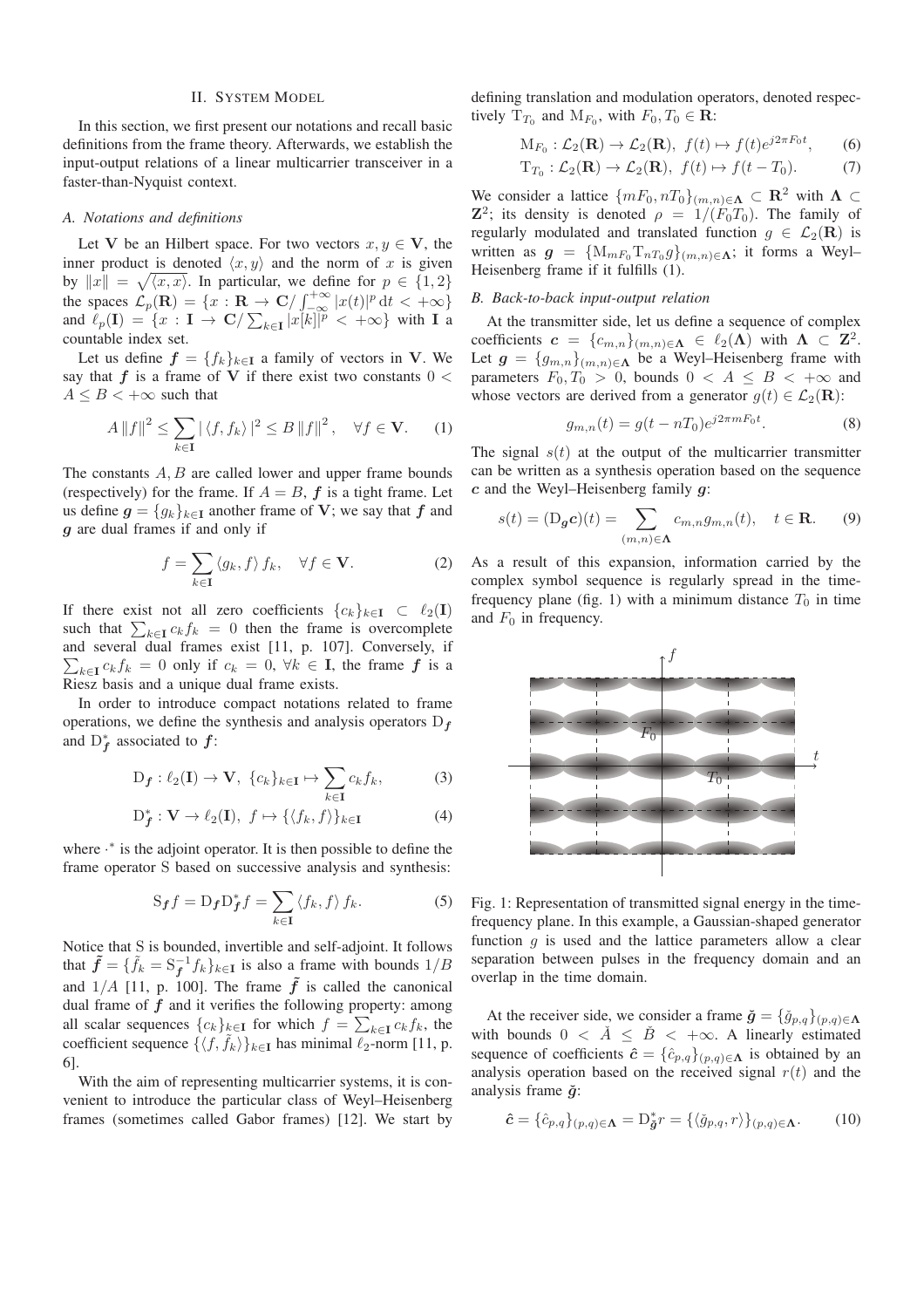## II. System Model

In this section, we first present our notations and recall basic definitions from the frame theory. Afterwards, we establish the input-output relations of a linear multicarrier transceiver in a faster-than-Nyquist context.

### A. Notations and definitions

Let $\mathbf{V}$ be an Hilbert space. For two vectors $x, y \in \mathbf{V}$, the inner product is denoted $\langle x, y \rangle$ and the norm of $x$ is given by $\|x\| = \sqrt{\langle x, x \rangle}$. In particular, we define for $p \in \{1, 2\}$ the spaces $\mathcal{L}_p(\mathbf{R}) = \{x : \mathbf{R} \to \mathbf{C} / \int_{-\infty}^{+\infty} |x(t)|^p \, \mathrm{d}t < +\infty\}$ and $\ell_p(\mathbf{I}) = \{x : \mathbf{I} \to \mathbf{C} / \sum_{k \in \mathbf{I}} |x[k]|^p < +\infty\}$ with $\mathbf{I}$ a countable index set.

Let us define $\boldsymbol{f} = \{f_k\}_{k \in \mathbf{I}}$ a family of vectors in $\mathbf{V}$. We say that $\boldsymbol{f}$ is a frame of $\mathbf{V}$ if there exist two constants $0 < A \leq B < +\infty$ such that

$$A \|f\|^2 \leq \sum_{k \in \mathbf{I}} |\langle f, f_k \rangle|^2 \leq B \|f\|^2, \quad \forall f \in \mathbf{V}. \tag{1}$$

The constants $A, B$ are called lower and upper frame bounds (respectively) for the frame. If $A = B$, $\boldsymbol{f}$ is a tight frame. Let us define $\boldsymbol{g} = \{g_k\}_{k \in \mathbf{I}}$ another frame of $\mathbf{V}$; we say that $\boldsymbol{f}$ and $\boldsymbol{g}$ are dual frames if and only if

$$f = \sum_{k \in \mathbf{I}} \langle g_k, f \rangle f_k, \quad \forall f \in \mathbf{V}. \tag{2}$$

If there exist not all zero coefficients $\{c_k\}_{k \in \mathbf{I}} \subset \ell_2(\mathbf{I})$ such that $\sum_{k \in \mathbf{I}} c_k f_k = 0$ then the frame is overcomplete and several dual frames exist [11, p. 107]. Conversely, if $\sum_{k \in \mathbf{I}} c_k f_k = 0$ only if $c_k = 0$, $\forall k \in \mathbf{I}$, the frame $\boldsymbol{f}$ is a Riesz basis and a unique dual frame exists.

In order to introduce compact notations related to frame operations, we define the synthesis and analysis operators $\mathrm{D}_{\boldsymbol{f}}$ and $\mathrm{D}^*_{\boldsymbol{f}}$ associated to $\boldsymbol{f}$:

$$\mathrm{D}_{\boldsymbol{f}} : \ell_2(\mathbf{I}) \to \mathbf{V}, \ \{c_k\}_{k \in \mathbf{I}} \mapsto \sum_{k \in \mathbf{I}} c_k f_k, \tag{3}$$

$$\mathrm{D}^*_{\boldsymbol{f}} : \mathbf{V} \to \ell_2(\mathbf{I}), \ f \mapsto \{\langle f_k, f \rangle\}_{k \in \mathbf{I}} \tag{4}$$

where $\cdot^*$ is the adjoint operator. It is then possible to define the frame operator $\mathrm{S}$ based on successive analysis and synthesis:

$$\mathrm{S}_{\boldsymbol{f}} f = \mathrm{D}_{\boldsymbol{f}} \mathrm{D}^*_{\boldsymbol{f}} f = \sum_{k \in \mathbf{I}} \langle f_k, f \rangle f_k. \tag{5}$$

Notice that $\mathrm{S}$ is bounded, invertible and self-adjoint. It follows that $\tilde{\boldsymbol{f}} = \{\tilde{f}_k = \mathrm{S}^{-1}_{\boldsymbol{f}} f_k\}_{k \in \mathbf{I}}$ is also a frame with bounds $1/B$ and $1/A$ [11, p. 100]. The frame $\tilde{\boldsymbol{f}}$ is called the canonical dual frame of $\boldsymbol{f}$ and it verifies the following property: among all scalar sequences $\{c_k\}_{k \in \mathbf{I}}$ for which $f = \sum_{k \in \mathbf{I}} c_k f_k$, the coefficient sequence $\{\langle f, \tilde{f}_k \rangle\}_{k \in \mathbf{I}}$ has minimal $\ell_2$-norm [11, p. 6].

With the aim of representing multicarrier systems, it is convenient to introduce the particular class of Weyl–Heisenberg frames (sometimes called Gabor frames) [12]. We start by defining translation and modulation operators, denoted respectively $\mathrm{T}_{T_0}$ and $\mathrm{M}_{F_0}$, with $F_0, T_0 \in \mathbf{R}$:

$$\mathrm{M}_{F_0} : \mathcal{L}_2(\mathbf{R}) \to \mathcal{L}_2(\mathbf{R}), \ f(t) \mapsto f(t) e^{j 2\pi F_0 t}, \tag{6}$$

$$\mathrm{T}_{T_0} : \mathcal{L}_2(\mathbf{R}) \to \mathcal{L}_2(\mathbf{R}), \ f(t) \mapsto f(t - T_0). \tag{7}$$

We consider a lattice $\{mF_0, nT_0\}_{(m,n) \in \mathbf{\Lambda}} \subset \mathbf{R}^2$ with $\mathbf{\Lambda} \subset \mathbf{Z}^2$; its density is denoted $\rho = 1/(F_0 T_0)$. The family of regularly modulated and translated function $g \in \mathcal{L}_2(\mathbf{R})$ is written as $\boldsymbol{g} = \{\mathrm{M}_{mF_0} \mathrm{T}_{nT_0} g\}_{(m,n) \in \mathbf{\Lambda}}$; it forms a Weyl–Heisenberg frame if it fulfills (1).

### B. Back-to-back input-output relation

At the transmitter side, let us define a sequence of complex coefficients $\boldsymbol{c} = \{c_{m,n}\}_{(m,n) \in \mathbf{\Lambda}} \in \ell_2(\mathbf{\Lambda})$ with $\mathbf{\Lambda} \subset \mathbf{Z}^2$. Let $\boldsymbol{g} = \{g_{m,n}\}_{(m,n) \in \mathbf{\Lambda}}$ be a Weyl–Heisenberg frame with parameters $F_0, T_0 > 0$, bounds $0 < A \leq B < +\infty$ and whose vectors are derived from a generator $g(t) \in \mathcal{L}_2(\mathbf{R})$:

$$g_{m,n}(t) = g(t - nT_0) e^{j 2\pi m F_0 t}. \tag{8}$$

The signal $s(t)$ at the output of the multicarrier transmitter can be written as a synthesis operation based on the sequence $\boldsymbol{c}$ and the Weyl–Heisenberg family $\boldsymbol{g}$:

$$s(t) = (\mathrm{D}_{\boldsymbol{g}} \boldsymbol{c})(t) = \sum_{(m,n) \in \mathbf{\Lambda}} c_{m,n} g_{m,n}(t), \quad t \in \mathbf{R}. \tag{9}$$

As a result of this expansion, information carried by the complex symbol sequence is regularly spread in the time-frequency plane (fig. 1) with a minimum distance $T_0$ in time and $F_0$ in frequency.

Fig. 1: Representation of transmitted signal energy in the time-frequency plane. In this example, a Gaussian-shaped generator function $g$ is used and the lattice parameters allow a clear separation between pulses in the frequency domain and an overlap in the time domain.

At the receiver side, we consider a frame $\check{\boldsymbol{g}} = \{\check{g}_{p,q}\}_{(p,q) \in \mathbf{\Lambda}}$ with bounds $0 < \check{A} \leq \check{B} < +\infty$. A linearly estimated sequence of coefficients $\hat{\boldsymbol{c}} = \{\hat{c}_{p,q}\}_{(p,q) \in \mathbf{\Lambda}}$ is obtained by an analysis operation based on the received signal $r(t)$ and the analysis frame $\check{\boldsymbol{g}}$:

$$\hat{\boldsymbol{c}} = \{\hat{c}_{p,q}\}_{(p,q) \in \mathbf{\Lambda}} = \mathrm{D}^*_{\check{\boldsymbol{g}}} r = \{\langle \check{g}_{p,q}, r \rangle\}_{(p,q) \in \mathbf{\Lambda}}. \tag{10}$$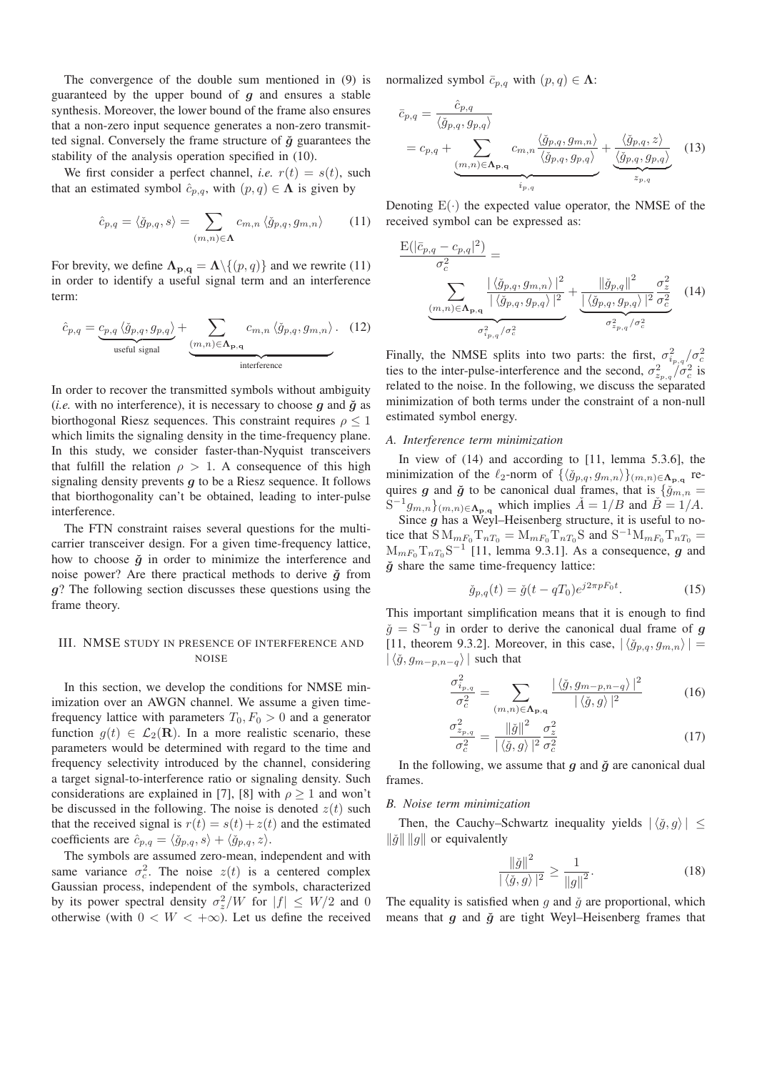The convergence of the double sum mentioned in (9) is guaranteed by the upper bound of $\boldsymbol{g}$ and ensures a stable synthesis. Moreover, the lower bound of the frame also ensures that a non-zero input sequence generates a non-zero transmitted signal. Conversely the frame structure of $\boldsymbol{\breve{g}}$ guarantees the stability of the analysis operation specified in (10).

We first consider a perfect channel, *i.e.* $r(t) = s(t)$, such that an estimated symbol $\hat{c}_{p,q}$, with $(p,q) \in \boldsymbol{\Lambda}$ is given by

$$\hat{c}_{p,q} = \langle \breve{g}_{p,q}, s \rangle = \sum_{(m,n)\in\boldsymbol{\Lambda}} c_{m,n} \langle \breve{g}_{p,q}, g_{m,n} \rangle \tag{11}$$

For brevity, we define $\boldsymbol{\Lambda_{p,q}} = \boldsymbol{\Lambda} \backslash \{(p,q)\}$ and we rewrite (11) in order to identify a useful signal term and an interference term:

$$\hat{c}_{p,q} = \underbrace{c_{p,q} \langle \breve{g}_{p,q}, g_{p,q} \rangle}_{\text{useful signal}} + \underbrace{\sum_{(m,n)\in\boldsymbol{\Lambda_{p,q}}} c_{m,n} \langle \breve{g}_{p,q}, g_{m,n} \rangle}_{\text{interference}}. \tag{12}$$

In order to recover the transmitted symbols without ambiguity (*i.e.* with no interference), it is necessary to choose $\boldsymbol{g}$ and $\boldsymbol{\breve{g}}$ as biorthogonal Riesz sequences. This constraint requires $\rho \leq 1$ which limits the signaling density in the time-frequency plane. In this study, we consider faster-than-Nyquist transceivers that fulfill the relation $\rho > 1$. A consequence of this high signaling density prevents $\boldsymbol{g}$ to be a Riesz sequence. It follows that biorthogonality can't be obtained, leading to inter-pulse interference.

The FTN constraint raises several questions for the multi-carrier transceiver design. For a given time-frequency lattice, how to choose $\boldsymbol{\breve{g}}$ in order to minimize the interference and noise power? Are there practical methods to derive $\boldsymbol{\breve{g}}$ from $\boldsymbol{g}$? The following section discusses these questions using the frame theory.

## III. NMSE study in presence of interference and noise

In this section, we develop the conditions for NMSE minimization over an AWGN channel. We assume a given time-frequency lattice with parameters $T_0, F_0 > 0$ and a generator function $g(t) \in \mathcal{L}_2(\mathbf{R})$. In a more realistic scenario, these parameters would be determined with regard to the time and frequency selectivity introduced by the channel, considering a target signal-to-interference ratio or signaling density. Such considerations are explained in [7], [8] with $\rho \geq 1$ and won't be discussed in the following. The noise is denoted $z(t)$ such that the received signal is $r(t) = s(t) + z(t)$ and the estimated coefficients are $\hat{c}_{p,q} = \langle \breve{g}_{p,q}, s \rangle + \langle \breve{g}_{p,q}, z \rangle$.

The symbols are assumed zero-mean, independent and with same variance $\sigma_c^2$. The noise $z(t)$ is a centered complex Gaussian process, independent of the symbols, characterized by its power spectral density $\sigma_z^2/W$ for $|f| \leq W/2$ and 0 otherwise (with $0 < W < +\infty$). Let us define the received normalized symbol $\bar{c}_{p,q}$ with $(p,q) \in \boldsymbol{\Lambda}$:

$$\begin{aligned}\bar{c}_{p,q} &= \frac{\hat{c}_{p,q}}{\langle \breve{g}_{p,q}, g_{p,q} \rangle} \\ &= c_{p,q} + \underbrace{\sum_{(m,n)\in\boldsymbol{\Lambda_{p,q}}} c_{m,n} \frac{\langle \breve{g}_{p,q}, g_{m,n} \rangle}{\langle \breve{g}_{p,q}, g_{p,q} \rangle}}_{i_{p,q}} + \underbrace{\frac{\langle \breve{g}_{p,q}, z \rangle}{\langle \breve{g}_{p,q}, g_{p,q} \rangle}}_{z_{p,q}}\end{aligned} \tag{13}$$

Denoting $\mathrm{E}(\cdot)$ the expected value operator, the NMSE of the received symbol can be expressed as:

$$\begin{aligned}&\frac{\mathrm{E}(|\bar{c}_{p,q} - c_{p,q}|^2)}{\sigma_c^2} = \\ &\underbrace{\sum_{(m,n)\in\boldsymbol{\Lambda_{p,q}}} \frac{|\langle \breve{g}_{p,q}, g_{m,n} \rangle|^2}{|\langle \breve{g}_{p,q}, g_{p,q} \rangle|^2}}_{\sigma^2_{i_{p,q}}/\sigma_c^2} + \underbrace{\frac{\|\breve{g}_{p,q}\|^2}{|\langle \breve{g}_{p,q}, g_{p,q} \rangle|^2} \frac{\sigma_z^2}{\sigma_c^2}}_{\sigma^2_{z_{p,q}}/\sigma_c^2}\end{aligned} \tag{14}$$

Finally, the NMSE splits into two parts: the first, $\sigma^2_{i_{p,q}}/\sigma_c^2$ ties to the inter-pulse-interference and the second, $\sigma^2_{z_{p,q}}/\sigma_c^2$ is related to the noise. In the following, we discuss the separated minimization of both terms under the constraint of a non-null estimated symbol energy.

### A. Interference term minimization

In view of (14) and according to [11, lemma 5.3.6], the minimization of the $\ell_2$-norm of $\{\langle \breve{g}_{p,q}, g_{m,n} \rangle\}_{(m,n)\in\boldsymbol{\Lambda_{p,q}}}$ requires $\boldsymbol{g}$ and $\boldsymbol{\breve{g}}$ to be canonical dual frames, that is $\{\breve{g}_{m,n} = \mathrm{S}^{-1} g_{m,n}\}_{(m,n)\in\boldsymbol{\Lambda_{p,q}}}$ which implies $\breve{A} = 1/B$ and $\breve{B} = 1/A$.

Since $\boldsymbol{g}$ has a Weyl–Heisenberg structure, it is useful to notice that $\mathrm{S}\,\mathrm{M}_{mF_0}\mathrm{T}_{nT_0} = \mathrm{M}_{mF_0}\mathrm{T}_{nT_0}\mathrm{S}$ and $\mathrm{S}^{-1}\mathrm{M}_{mF_0}\mathrm{T}_{nT_0} = \mathrm{M}_{mF_0}\mathrm{T}_{nT_0}\mathrm{S}^{-1}$ [11, lemma 9.3.1]. As a consequence, $\boldsymbol{g}$ and $\boldsymbol{\breve{g}}$ share the same time-frequency lattice:

$$\breve{g}_{p,q}(t) = \breve{g}(t - qT_0)e^{j2\pi pF_0 t}. \tag{15}$$

This important simplification means that it is enough to find $\breve{g} = \mathrm{S}^{-1} g$ in order to derive the canonical dual frame of $\boldsymbol{g}$ [11, theorem 9.3.2]. Moreover, in this case, $|\langle \breve{g}_{p,q}, g_{m,n} \rangle| = |\langle \breve{g}, g_{m-p,n-q} \rangle|$ such that

$$\frac{\sigma^2_{i_{p,q}}}{\sigma_c^2} = \sum_{(m,n)\in\boldsymbol{\Lambda_{p,q}}} \frac{|\langle \breve{g}, g_{m-p,n-q} \rangle|^2}{|\langle \breve{g}, g \rangle|^2} \tag{16}$$

$$\frac{\sigma^2_{z_{p,q}}}{\sigma_c^2} = \frac{\|\breve{g}\|^2}{|\langle \breve{g}, g \rangle|^2} \frac{\sigma_z^2}{\sigma_c^2} \tag{17}$$

In the following, we assume that $\boldsymbol{g}$ and $\boldsymbol{\breve{g}}$ are canonical dual frames.

### B. Noise term minimization

Then, the Cauchy–Schwartz inequality yields $|\langle \breve{g}, g \rangle| \leq \|\breve{g}\| \, \|g\|$ or equivalently

$$\frac{\|\breve{g}\|^2}{|\langle \breve{g}, g \rangle|^2} \geq \frac{1}{\|g\|^2}. \tag{18}$$

The equality is satisfied when $g$ and $\breve{g}$ are proportional, which means that $\boldsymbol{g}$ and $\boldsymbol{\breve{g}}$ are tight Weyl–Heisenberg frames that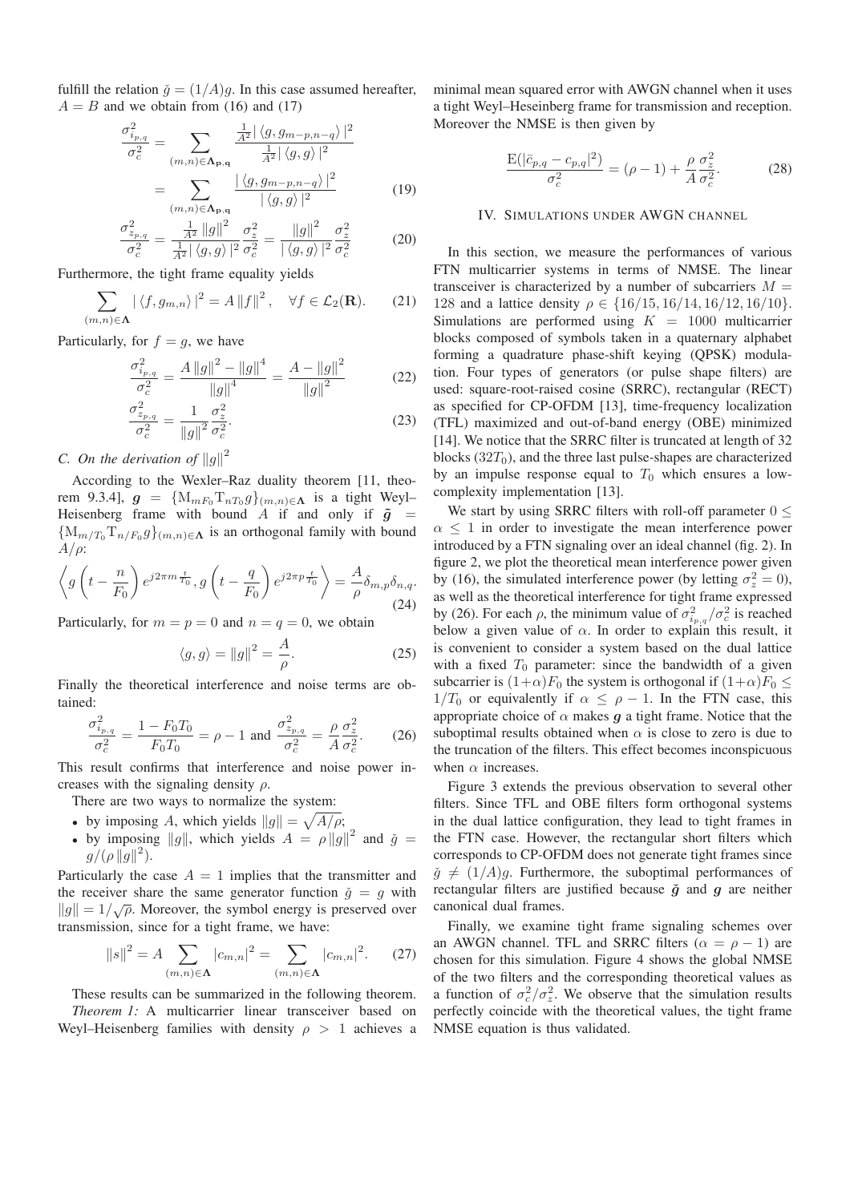fulfill the relation $\check{g} = (1/A)g$. In this case assumed hereafter, $A = B$ and we obtain from (16) and (17)

$$\frac{\sigma^2_{i_{p,q}}}{\sigma^2_c} = \sum_{(m,n)\in\mathbf{\Lambda_{p,q}}} \frac{\frac{1}{A^2}|\langle g, g_{m-p,n-q}\rangle|^2}{\frac{1}{A^2}|\langle g, g\rangle|^2} = \sum_{(m,n)\in\mathbf{\Lambda_{p,q}}} \frac{|\langle g, g_{m-p,n-q}\rangle|^2}{|\langle g, g\rangle|^2} \tag{19}$$

$$\frac{\sigma^2_{z_{p,q}}}{\sigma^2_c} = \frac{\frac{1}{A^2}\|g\|^2}{\frac{1}{A^2}|\langle g, g\rangle|^2}\frac{\sigma^2_z}{\sigma^2_c} = \frac{\|g\|^2}{|\langle g, g\rangle|^2}\frac{\sigma^2_z}{\sigma^2_c} \tag{20}$$

Furthermore, the tight frame equality yields

$$\sum_{(m,n)\in\mathbf{\Lambda}} |\langle f, g_{m,n}\rangle|^2 = A\|f\|^2, \quad \forall f \in \mathcal{L}_2(\mathbf{R}). \tag{21}$$

Particularly, for $f = g$, we have

$$\frac{\sigma^2_{i_{p,q}}}{\sigma^2_c} = \frac{A\|g\|^2 - \|g\|^4}{\|g\|^4} = \frac{A - \|g\|^2}{\|g\|^2} \tag{22}$$

$$\frac{\sigma^2_{z_{p,q}}}{\sigma^2_c} = \frac{1}{\|g\|^2}\frac{\sigma^2_z}{\sigma^2_c}. \tag{23}$$

### C. On the derivation of $\|g\|^2$

According to the Wexler–Raz duality theorem [11, theorem 9.3.4], $\boldsymbol{g} = \{\mathrm{M}_{mF_0}\mathrm{T}_{nT_0}g\}_{(m,n)\in\mathbf{\Lambda}}$ is a tight Weyl–Heisenberg frame with bound $A$ if and only if $\tilde{\boldsymbol{g}} = \{\mathrm{M}_{m/T_0}\mathrm{T}_{n/F_0}g\}_{(m,n)\in\mathbf{\Lambda}}$ is an orthogonal family with bound $A/\rho$:

$$\left\langle g\left(t - \frac{n}{F_0}\right)e^{j2\pi m\frac{t}{T_0}}, g\left(t - \frac{q}{F_0}\right)e^{j2\pi p\frac{t}{T_0}}\right\rangle = \frac{A}{\rho}\delta_{m,p}\delta_{n,q}. \tag{24}$$

Particularly, for $m = p = 0$ and $n = q = 0$, we obtain

$$\langle g, g\rangle = \|g\|^2 = \frac{A}{\rho}. \tag{25}$$

Finally the theoretical interference and noise terms are obtained:

$$\frac{\sigma^2_{i_{p,q}}}{\sigma^2_c} = \frac{1 - F_0T_0}{F_0T_0} = \rho - 1 \text{ and } \frac{\sigma^2_{z_{p,q}}}{\sigma^2_c} = \frac{\rho}{A}\frac{\sigma^2_z}{\sigma^2_c}. \tag{26}$$

This result confirms that interference and noise power increases with the signaling density $\rho$.

There are two ways to normalize the system:

- by imposing $A$, which yields $\|g\| = \sqrt{A/\rho}$;
- by imposing $\|g\|$, which yields $A = \rho\|g\|^2$ and $\check{g} = g/(\rho\|g\|^2)$.

Particularly the case $A = 1$ implies that the transmitter and the receiver share the same generator function $\check{g} = g$ with $\|g\| = 1/\sqrt{\rho}$. Moreover, the symbol energy is preserved over transmission, since for a tight frame, we have:

$$\|s\|^2 = A\sum_{(m,n)\in\mathbf{\Lambda}}|c_{m,n}|^2 = \sum_{(m,n)\in\mathbf{\Lambda}}|c_{m,n}|^2. \tag{27}$$

These results can be summarized in the following theorem.

*Theorem 1:* A multicarrier linear transceiver based on Weyl–Heisenberg families with density $\rho > 1$ achieves a minimal mean squared error with AWGN channel when it uses a tight Weyl–Heseinberg frame for transmission and reception. Moreover the NMSE is then given by

$$\frac{\mathrm{E}(|\bar{c}_{p,q} - c_{p,q}|^2)}{\sigma^2_c} = (\rho - 1) + \frac{\rho}{A}\frac{\sigma^2_z}{\sigma^2_c}. \tag{28}$$

## IV. Simulations under AWGN channel

In this section, we measure the performances of various FTN multicarrier systems in terms of NMSE. The linear transceiver is characterized by a number of subcarriers $M = 128$ and a lattice density $\rho \in \{16/15, 16/14, 16/12, 16/10\}$. Simulations are performed using $K = 1000$ multicarrier blocks composed of symbols taken in a quaternary alphabet forming a quadrature phase-shift keying (QPSK) modulation. Four types of generators (or pulse shape filters) are used: square-root-raised cosine (SRRC), rectangular (RECT) as specified for CP-OFDM [13], time-frequency localization (TFL) maximized and out-of-band energy (OBE) minimized [14]. We notice that the SRRC filter is truncated at length of 32 blocks ($32T_0$), and the three last pulse-shapes are characterized by an impulse response equal to $T_0$ which ensures a low-complexity implementation [13].

We start by using SRRC filters with roll-off parameter $0 \leq \alpha \leq 1$ in order to investigate the mean interference power introduced by a FTN signaling over an ideal channel (fig. 2). In figure 2, we plot the theoretical mean interference power given by (16), the simulated interference power (by letting $\sigma^2_z = 0$), as well as the theoretical interference for tight frame expressed by (26). For each $\rho$, the minimum value of $\sigma^2_{i_{p,q}}/\sigma^2_c$ is reached below a given value of $\alpha$. In order to explain this result, it is convenient to consider a system based on the dual lattice with a fixed $T_0$ parameter: since the bandwidth of a given subcarrier is $(1+\alpha)F_0$ the system is orthogonal if $(1+\alpha)F_0 \leq 1/T_0$ or equivalently if $\alpha \leq \rho - 1$. In the FTN case, this appropriate choice of $\alpha$ makes $\boldsymbol{g}$ a tight frame. Notice that the suboptimal results obtained when $\alpha$ is close to zero is due to the truncation of the filters. This effect becomes inconspicuous when $\alpha$ increases.

Figure 3 extends the previous observation to several other filters. Since TFL and OBE filters form orthogonal systems in the dual lattice configuration, they lead to tight frames in the FTN case. However, the rectangular short filters which corresponds to CP-OFDM does not generate tight frames since $\check{g} \neq (1/A)g$. Furthermore, the suboptimal performances of rectangular filters are justified because $\check{\boldsymbol{g}}$ and $\boldsymbol{g}$ are neither canonical dual frames.

Finally, we examine tight frame signaling schemes over an AWGN channel. TFL and SRRC filters ($\alpha = \rho - 1$) are chosen for this simulation. Figure 4 shows the global NMSE of the two filters and the corresponding theoretical values as a function of $\sigma^2_c/\sigma^2_z$. We observe that the simulation results perfectly coincide with the theoretical values, the tight frame NMSE equation is thus validated.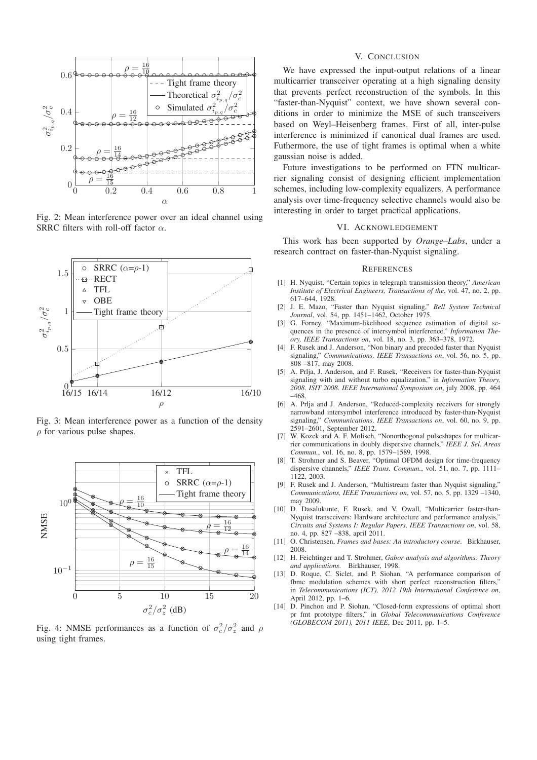$\rho = \frac{16}{10}$

0.6

0.4

0.2

0

$\sigma^2_{i_{p,q}}/\sigma^2_c$

$\rho = \frac{16}{12}$

$\rho = \frac{16}{14}$

$\rho = \frac{16}{15}$

0 0.2 0.4 0.6 0.8 1

$\alpha$

Tight frame theory

Theoretical $\sigma^2_{i_{p,q}}/\sigma^2_c$

Simulated $\sigma^2_{i_{p,q}}/\sigma^2_c$

Fig. 2: Mean interference power over an ideal channel using SRRC filters with roll-off factor $\alpha$.

1.5

1

0.5

0

$\sigma^2_{i_{p,q}}/\sigma^2_c$

16/15 16/14 16/12 16/10

$\rho$

SRRC ($\alpha$=$\rho$-1)

RECT

TFL

OBE

Tight frame theory

Fig. 3: Mean interference power as a function of the density $\rho$ for various pulse shapes.

NMSE

$10^0$

$10^{-1}$

0 5 10 15 20

$\sigma^2_c/\sigma^2_z$ (dB)

$\rho = \frac{16}{10}$

$\rho = \frac{16}{12}$

$\rho = \frac{16}{14}$

$\rho = \frac{16}{15}$

TFL

SRRC ($\alpha$=$\rho$-1)

Tight frame theory

Fig. 4: NMSE performances as a function of $\sigma^2_c/\sigma^2_z$ and $\rho$ using tight frames.

## V. Conclusion

We have expressed the input-output relations of a linear multicarrier transceiver operating at a high signaling density that prevents perfect reconstruction of the symbols. In this "faster-than-Nyquist" context, we have shown several conditions in order to minimize the MSE of such transceivers based on Weyl–Heisenberg frames. First of all, inter-pulse interference is minimized if canonical dual frames are used. Futhermore, the use of tight frames is optimal when a white gaussian noise is added.

Future investigations to be performed on FTN multicarrier signaling consist of designing efficient implementation schemes, including low-complexity equalizers. A performance analysis over time-frequency selective channels would also be interesting in order to target practical applications.

## VI. Acknowledgement

This work has been supported by *Orange–Labs*, under a research contract on faster-than-Nyquist signaling.

## References

[1] H. Nyquist, "Certain topics in telegraph transmission theory," *American Institute of Electrical Engineers, Transactions of the*, vol. 47, no. 2, pp. 617–644, 1928.

[2] J. E. Mazo, "Faster than Nyquist signaling," *Bell System Technical Journal*, vol. 54, pp. 1451–1462, October 1975.

[3] G. Forney, "Maximum-likelihood sequence estimation of digital sequences in the presence of intersymbol interference," *Information Theory, IEEE Transactions on*, vol. 18, no. 3, pp. 363–378, 1972.

[4] F. Rusek and J. Anderson, "Non binary and precoded faster than Nyquist signaling," *Communications, IEEE Transactions on*, vol. 56, no. 5, pp. 808 –817, may 2008.

[5] A. Prlja, J. Anderson, and F. Rusek, "Receivers for faster-than-Nyquist signaling with and without turbo equalization," in *Information Theory, 2008. ISIT 2008. IEEE International Symposium on*, july 2008, pp. 464 –468.

[6] A. Prlja and J. Anderson, "Reduced-complexity receivers for strongly narrowband intersymbol interference introduced by faster-than-Nyquist signaling," *Communications, IEEE Transactions on*, vol. 60, no. 9, pp. 2591–2601, September 2012.

[7] W. Kozek and A. F. Molisch, "Nonorthogonal pulseshapes for multicarrier communications in doubly dispersive channels," *IEEE J. Sel. Areas Commun.*, vol. 16, no. 8, pp. 1579–1589, 1998.

[8] T. Strohmer and S. Beaver, "Optimal OFDM design for time-frequency dispersive channels," *IEEE Trans. Commun.*, vol. 51, no. 7, pp. 1111–1122, 2003.

[9] F. Rusek and J. Anderson, "Multistream faster than Nyquist signaling," *Communications, IEEE Transactions on*, vol. 57, no. 5, pp. 1329 –1340, may 2009.

[10] D. Dasalukunte, F. Rusek, and V. Owall, "Multicarrier faster-than-Nyquist transceivers: Hardware architecture and performance analysis," *Circuits and Systems I: Regular Papers, IEEE Transactions on*, vol. 58, no. 4, pp. 827 –838, april 2011.

[11] O. Christensen, *Frames and bases: An introductory course*. Birkhauser, 2008.

[12] H. Feichtinger and T. Strohmer, *Gabor analysis and algorithms: Theory and applications*. Birkhauser, 1998.

[13] D. Roque, C. Siclet, and P. Siohan, "A performance comparison of fbmc modulation schemes with short perfect reconstruction filters," in *Telecommunications (ICT), 2012 19th International Conference on*, April 2012, pp. 1–6.

[14] D. Pinchon and P. Siohan, "Closed-form expressions of optimal short pr fmt prototype filters," in *Global Telecommunications Conference (GLOBECOM 2011), 2011 IEEE*, Dec 2011, pp. 1–5.